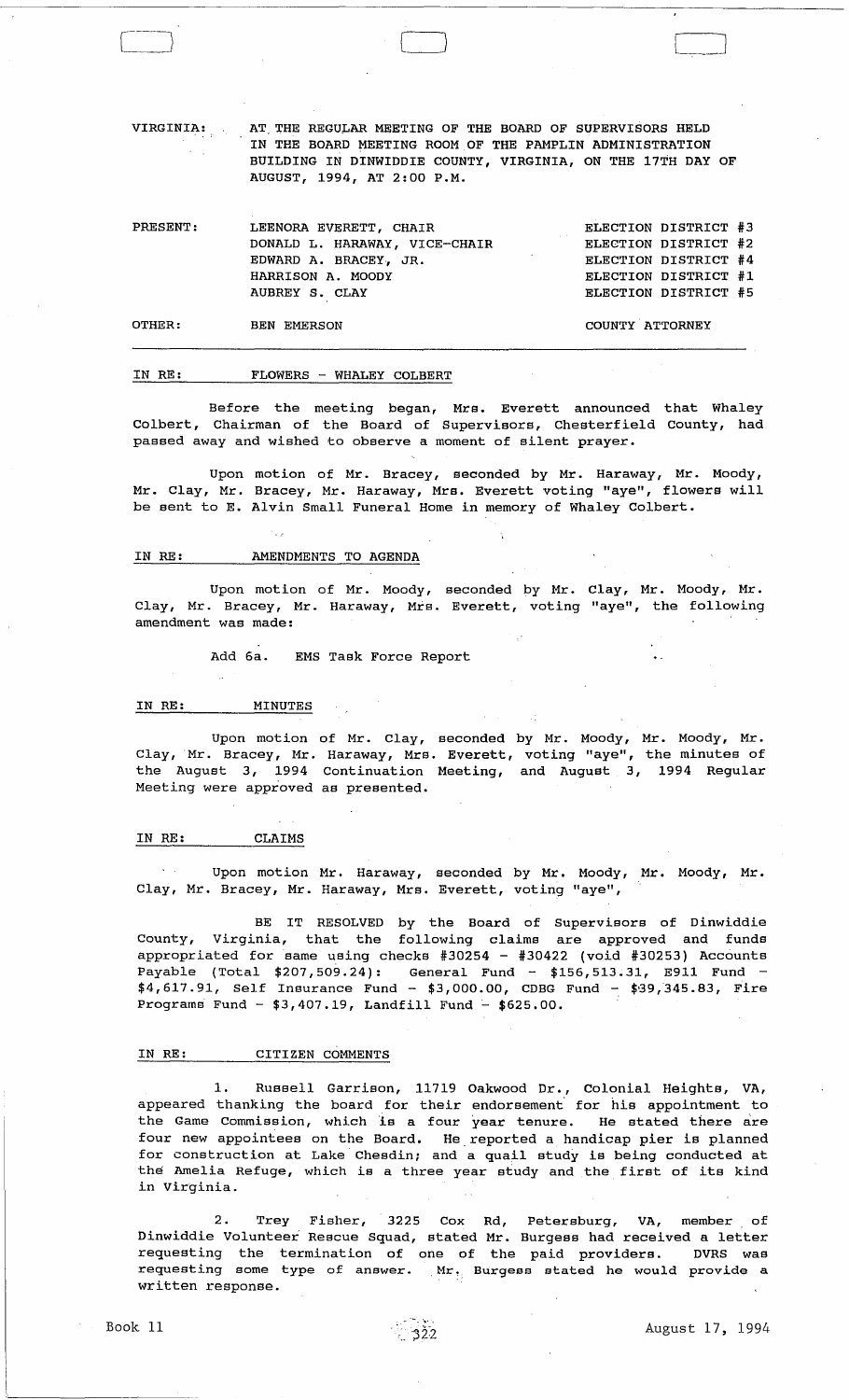VIRGINIA: AT THE REGULAR MEETING OF THE BOARD OF SUPERVISORS HELD IN THE BOARD MEETING ROOM OF THE PAMPLIN ADMINISTRATION BUILDING IN DINWIDDIE COUNTY, VIRGINIA, ON THE 17TH DAY OF AUGUST, 1994, AT 2:00 P.M.

| PRESENT: | LEENORA EVERETT, CHAIR | ELECTION DISTRICT #3 |
|---|---|---|
| | DONALD L. HARAWAY, VICE-CHAIR | ELECTION DISTRICT #2 |
| | EDWARD A. BRACEY, JR. | ELECTION DISTRICT #4 |
| | HARRISON A. MOODY | ELECTION DISTRICT #1 |
| | AUBREY S. CLAY | ELECTION DISTRICT #5 |
| OTHER: | BEN EMERSON | COUNTY ATTORNEY |

IN RE: FLOWERS - WHALEY COLBERT

Before the meeting began, Mrs. Everett announced that Whaley Colbert, Chairman of the Board of Supervisors, Chesterfield County, had passed away and wished to observe a moment of silent prayer.

Upon motion of Mr. Bracey, seconded by Mr. Haraway, Mr. Moody, Mr. Clay, Mr. Bracey, Mr. Haraway, Mrs. Everett voting "aye", flowers will be sent to E. Alvin Small Funeral Home in memory of Whaley Colbert.

IN RE: AMENDMENTS TO AGENDA

Upon motion of Mr. Moody, seconded by Mr. Clay, Mr. Moody, Mr. Clay, Mr. Bracey, Mr. Haraway, Mrs. Everett, voting "aye", the following amendment was made:

Add 6a. EMS Task Force Report

IN RE: MINUTES

Upon motion of Mr. Clay, seconded by Mr. Moody, Mr. Moody, Mr. Clay, Mr. Bracey, Mr. Haraway, Mrs. Everett, voting "aye", the minutes of the August 3, 1994 Continuation Meeting, and August 3, 1994 Regular Meeting were approved as presented.

IN RE: CLAIMS

Upon motion Mr. Haraway, seconded by Mr. Moody, Mr. Moody, Mr. Clay, Mr. Bracey, Mr. Haraway, Mrs. Everett, voting "aye",

BE IT RESOLVED by the Board of Supervisors of Dinwiddie County, Virginia, that the following claims are approved and funds appropriated for same using checks #30254 - #30422 (void #30253) Accounts Payable (Total $207,509.24): General Fund - $156,513.31, E911 Fund - $4,617.91, Self Insurance Fund - $3,000.00, CDBG Fund - $39,345.83, Fire Programs Fund - $3,407.19, Landfill Fund - $625.00.

IN RE: CITIZEN COMMENTS

1. Russell Garrison, 11719 Oakwood Dr., Colonial Heights, VA, appeared thanking the board for their endorsement for his appointment to the Game Commission, which is a four year tenure. He stated there are four new appointees on the Board. He reported a handicap pier is planned for construction at Lake Chesdin; and a quail study is being conducted at the Amelia Refuge, which is a three year study and the first of its kind in Virginia.

2. Trey Fisher, 3225 Cox Rd, Petersburg, VA, member of Dinwiddie Volunteer Rescue Squad, stated Mr. Burgess had received a letter requesting the termination of one of the paid providers. DVRS was requesting some type of answer. Mr. Burgess stated he would provide a written response.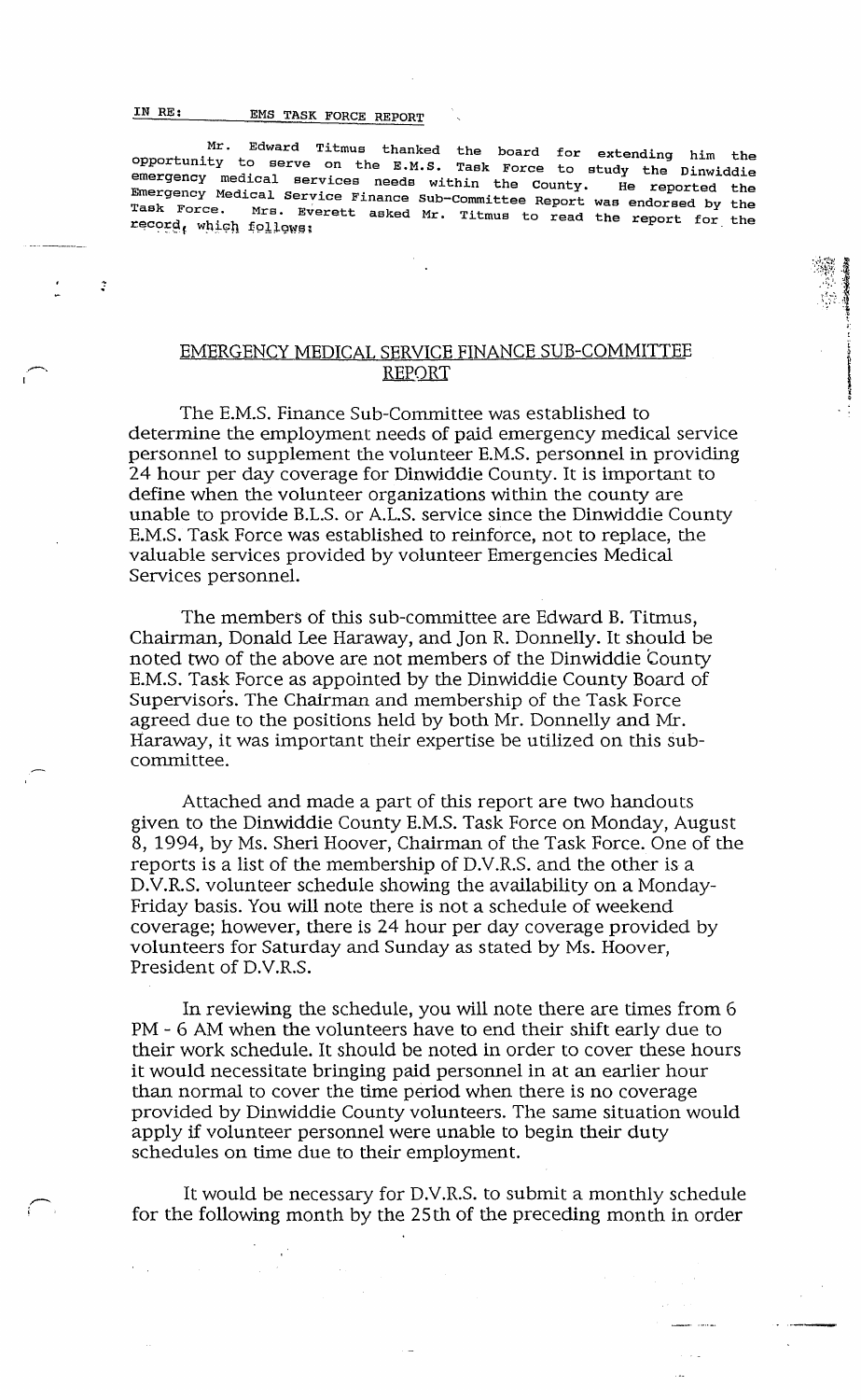IN RE: EMS TASK FORCE REPORT

Mr. Edward Titmus thanked the board for extending him the opportunity to serve on the E.M.S. Task Force to study the Dinwiddie emergency medical services needs within the County. He reported the Emergency Medical Service Finance Sub-Committee Report was endorsed by the Task Force. Mrs. Everett asked Mr. Titmus to read the report for the record, which follows:

## EMERGENCY MEDICAL SERVICE FINANCE SUB-COMMITTEE REPORT

The E.M.S. Finance Sub-Committee was established to determine the employment needs of paid emergency medical service personnel to supplement the volunteer E.M.S. personnel in providing 24 hour per day coverage for Dinwiddie County. It is important to define when the volunteer organizations within the county are unable to provide B.L.S. or A.L.S. service since the Dinwiddie County E.M.S. Task Force was established to reinforce, not to replace, the valuable services provided by volunteer Emergencies Medical Services personnel.

The members of this sub-committee are Edward B. Titmus, Chairman, Donald Lee Haraway, and Jon R. Donnelly. It should be noted two of the above are not members of the Dinwiddie County E.M.S. Task Force as appointed by the Dinwiddie County Board of Supervisors. The Chairman and membership of the Task Force agreed due to the positions held by both Mr. Donnelly and Mr. Haraway, it was important their expertise be utilized on this sub-committee.

Attached and made a part of this report are two handouts given to the Dinwiddie County E.M.S. Task Force on Monday, August 8, 1994, by Ms. Sheri Hoover, Chairman of the Task Force. One of the reports is a list of the membership of D.V.R.S. and the other is a D.V.R.S. volunteer schedule showing the availability on a Monday-Friday basis. You will note there is not a schedule of weekend coverage; however, there is 24 hour per day coverage provided by volunteers for Saturday and Sunday as stated by Ms. Hoover, President of D.V.R.S.

In reviewing the schedule, you will note there are times from 6 PM - 6 AM when the volunteers have to end their shift early due to their work schedule. It should be noted in order to cover these hours it would necessitate bringing paid personnel in at an earlier hour than normal to cover the time period when there is no coverage provided by Dinwiddie County volunteers. The same situation would apply if volunteer personnel were unable to begin their duty schedules on time due to their employment.

It would be necessary for D.V.R.S. to submit a monthly schedule for the following month by the 25th of the preceding month in order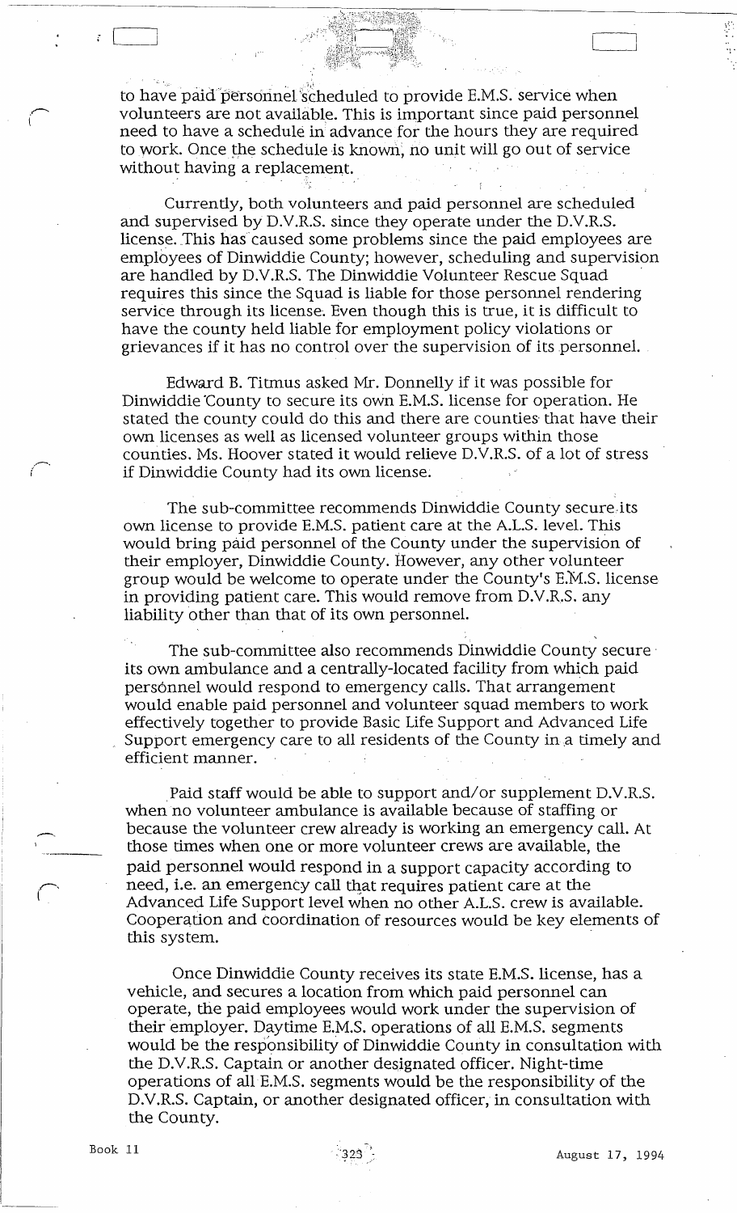to have paid personnel scheduled to provide E.M.S. service when volunteers are not available. This is important since paid personnel need to have a schedule in advance for the hours they are required to work. Once the schedule is known, no unit will go out of service without having a replacement.

Currently, both volunteers and paid personnel are scheduled and supervised by D.V.R.S. since they operate under the D.V.R.S. license. This has caused some problems since the paid employees are employees of Dinwiddie County; however, scheduling and supervision are handled by D.V.R.S. The Dinwiddie Volunteer Rescue Squad requires this since the Squad is liable for those personnel rendering service through its license. Even though this is true, it is difficult to have the county held liable for employment policy violations or grievances if it has no control over the supervision of its personnel.

Edward B. Titmus asked Mr. Donnelly if it was possible for Dinwiddie County to secure its own E.M.S. license for operation. He stated the county could do this and there are counties that have their own licenses as well as licensed volunteer groups within those counties. Ms. Hoover stated it would relieve D.V.R.S. of a lot of stress if Dinwiddie County had its own license.

The sub-committee recommends Dinwiddie County secure its own license to provide E.M.S. patient care at the A.L.S. level. This would bring paid personnel of the County under the supervision of their employer, Dinwiddie County. However, any other volunteer group would be welcome to operate under the County's E.M.S. license in providing patient care. This would remove from D.V.R.S. any liability other than that of its own personnel.

The sub-committee also recommends Dinwiddie County secure its own ambulance and a centrally-located facility from which paid personnel would respond to emergency calls. That arrangement would enable paid personnel and volunteer squad members to work effectively together to provide Basic Life Support and Advanced Life Support emergency care to all residents of the County in a timely and efficient manner.

Paid staff would be able to support and/or supplement D.V.R.S. when no volunteer ambulance is available because of staffing or because the volunteer crew already is working an emergency call. At those times when one or more volunteer crews are available, the paid personnel would respond in a support capacity according to need, i.e. an emergency call that requires patient care at the Advanced Life Support level when no other A.L.S. crew is available. Cooperation and coordination of resources would be key elements of this system.

Once Dinwiddie County receives its state E.M.S. license, has a vehicle, and secures a location from which paid personnel can operate, the paid employees would work under the supervision of their employer. Daytime E.M.S. operations of all E.M.S. segments would be the responsibility of Dinwiddie County in consultation with the D.V.R.S. Captain or another designated officer. Night-time operations of all E.M.S. segments would be the responsibility of the D.V.R.S. Captain, or another designated officer, in consultation with the County.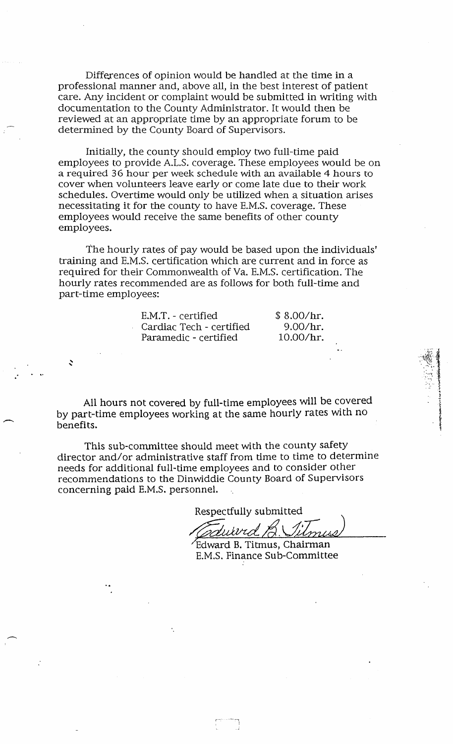Differences of opinion would be handled at the time in a professional manner and, above all, in the best interest of patient care. Any incident or complaint would be submitted in writing with documentation to the County Administrator. It would then be reviewed at an appropriate time by an appropriate forum to be determined by the County Board of Supervisors.

Initially, the county should employ two full-time paid employees to provide A.L.S. coverage. These employees would be on a required 36 hour per week schedule with an available 4 hours to cover when volunteers leave early or come late due to their work schedules. Overtime would only be utilized when a situation arises necessitating it for the county to have E.M.S. coverage. These employees would receive the same benefits of other county employees.

The hourly rates of pay would be based upon the individuals' training and E.M.S. certification which are current and in force as required for their Commonwealth of Va. E.M.S. certification. The hourly rates recommended are as follows for both full-time and part-time employees:

| | |
|---|---|
| E.M.T. - certified | $ 8.00/hr. |
| Cardiac Tech - certified | 9.00/hr. |
| Paramedic - certified | 10.00/hr. |

All hours not covered by full-time employees will be covered by part-time employees working at the same hourly rates with no benefits.

This sub-committee should meet with the county safety director and/or administrative staff from time to time to determine needs for additional full-time employees and to consider other recommendations to the Dinwiddie County Board of Supervisors concerning paid E.M.S. personnel.

Respectfully submitted

Edward B. Titmus

Edward B. Titmus, Chairman
E.M.S. Finance Sub-Committee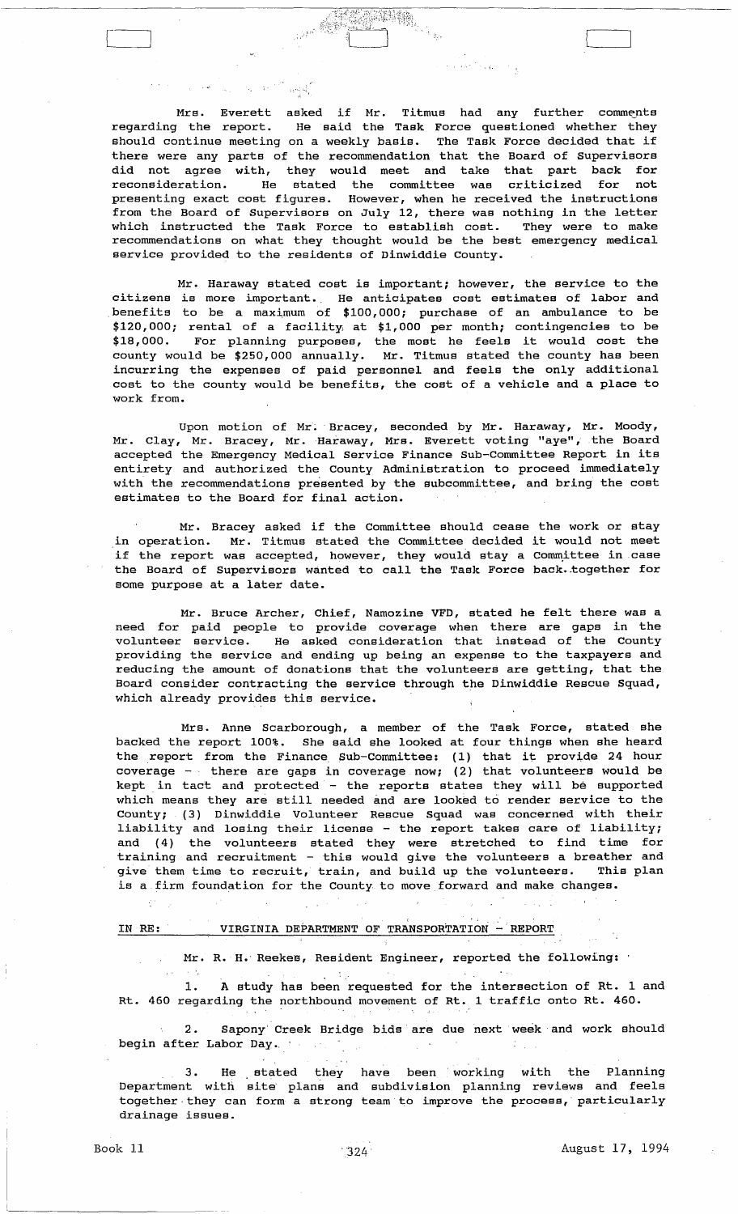Mrs. Everett asked if Mr. Titmus had any further comments regarding the report. He said the Task Force questioned whether they should continue meeting on a weekly basis. The Task Force decided that if there were any parts of the recommendation that the Board of Supervisors did not agree with, they would meet and take that part back for reconsideration. He stated the committee was criticized for not presenting exact cost figures. However, when he received the instructions from the Board of Supervisors on July 12, there was nothing in the letter which instructed the Task Force to establish cost. They were to make recommendations on what they thought would be the best emergency medical service provided to the residents of Dinwiddie County.

Mr. Haraway stated cost is important; however, the service to the citizens is more important. He anticipates cost estimates of labor and benefits to be a maximum of $100,000; purchase of an ambulance to be $120,000; rental of a facility at $1,000 per month; contingencies to be $18,000. For planning purposes, the most he feels it would cost the county would be $250,000 annually. Mr. Titmus stated the county has been incurring the expenses of paid personnel and feels the only additional cost to the county would be benefits, the cost of a vehicle and a place to work from.

Upon motion of Mr. Bracey, seconded by Mr. Haraway, Mr. Moody, Mr. Clay, Mr. Bracey, Mr. Haraway, Mrs. Everett voting "aye", the Board accepted the Emergency Medical Service Finance Sub-Committee Report in its entirety and authorized the County Administration to proceed immediately with the recommendations presented by the subcommittee, and bring the cost estimates to the Board for final action.

Mr. Bracey asked if the Committee should cease the work or stay in operation. Mr. Titmus stated the Committee decided it would not meet if the report was accepted, however, they would stay a Committee in case the Board of Supervisors wanted to call the Task Force back together for some purpose at a later date.

Mr. Bruce Archer, Chief, Namozine VFD, stated he felt there was a need for paid people to provide coverage when there are gaps in the volunteer service. He asked consideration that instead of the County providing the service and ending up being an expense to the taxpayers and reducing the amount of donations that the volunteers are getting, that the Board consider contracting the service through the Dinwiddie Rescue Squad, which already provides this service.

Mrs. Anne Scarborough, a member of the Task Force, stated she backed the report 100%. She said she looked at four things when she heard the report from the Finance Sub-Committee: (1) that it provide 24 hour coverage - there are gaps in coverage now; (2) that volunteers would be kept in tact and protected - the reports states they will be supported which means they are still needed and are looked to render service to the County; (3) Dinwiddie Volunteer Rescue Squad was concerned with their liability and losing their license - the report takes care of liability; and (4) the volunteers stated they were stretched to find time for training and recruitment - this would give the volunteers a breather and give them time to recruit, train, and build up the volunteers. This plan is a firm foundation for the County to move forward and make changes.

IN RE: VIRGINIA DEPARTMENT OF TRANSPORTATION - REPORT

Mr. R. H. Reekes, Resident Engineer, reported the following:

1. A study has been requested for the intersection of Rt. 1 and Rt. 460 regarding the northbound movement of Rt. 1 traffic onto Rt. 460.

2. Sapony Creek Bridge bids are due next week and work should begin after Labor Day.

3. He stated they have been working with the Planning Department with site plans and subdivision planning reviews and feels together they can form a strong team to improve the process, particularly drainage issues.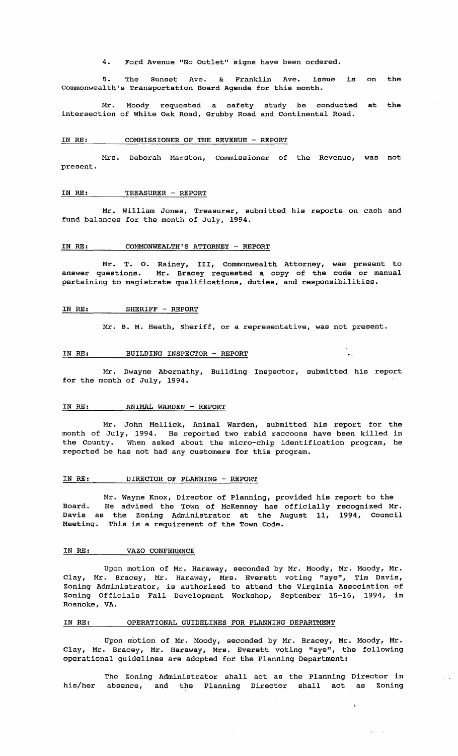4. Ford Avenue "No Outlet" signs have been ordered.

5. The Sunset Ave. & Franklin Ave. issue is on the Commonwealth's Transportation Board Agenda for this month.

Mr. Moody requested a safety study be conducted at the intersection of White Oak Road, Grubby Road and Continental Road.

IN RE: COMMISSIONER OF THE REVENUE - REPORT

Mrs. Deborah Marston, Commissioner of the Revenue, was not present.

IN RE: TREASURER - REPORT

Mr. William Jones, Treasurer, submitted his reports on cash and fund balances for the month of July, 1994.

IN RE: COMMONWEALTH'S ATTORNEY - REPORT

Mr. T. O. Rainey, III, Commonwealth Attorney, was present to answer questions. Mr. Bracey requested a copy of the code or manual pertaining to magistrate qualifications, duties, and responsibilities.

IN RE: SHERIFF - REPORT

Mr. B. M. Heath, Sheriff, or a representative, was not present.

IN RE: BUILDING INSPECTOR - REPORT

Mr. Dwayne Abernathy, Building Inspector, submitted his report for the month of July, 1994.

IN RE: ANIMAL WARDEN - REPORT

Mr. John Mellick, Animal Warden, submitted his report for the month of July, 1994. He reported two rabid raccoons have been killed in the County. When asked about the micro-chip identification program, he reported he has not had any customers for this program.

IN RE: DIRECTOR OF PLANNING - REPORT

Mr. Wayne Knox, Director of Planning, provided his report to the Board. He advised the Town of McKenney has officially recognized Mr. Davis as the Zoning Administrator at the August 11, 1994, Council Meeting. This is a requirement of the Town Code.

IN RE: VAZO CONFERENCE

Upon motion of Mr. Haraway, seconded by Mr. Moody, Mr. Moody, Mr. Clay, Mr. Bracey, Mr. Haraway, Mrs. Everett voting "aye", Tim Davis, Zoning Administrator, is authorized to attend the Virginia Association of Zoning Officials Fall Development Workshop, September 15-16, 1994, in Roanoke, VA.

IN RE: OPERATIONAL GUIDELINES FOR PLANNING DEPARTMENT

Upon motion of Mr. Moody, seconded by Mr. Bracey, Mr. Moody, Mr. Clay, Mr. Bracey, Mr. Haraway, Mrs. Everett voting "aye", the following operational guidelines are adopted for the Planning Department:

The Zoning Administrator shall act as the Planning Director in his/her absence, and the Planning Director shall act as Zoning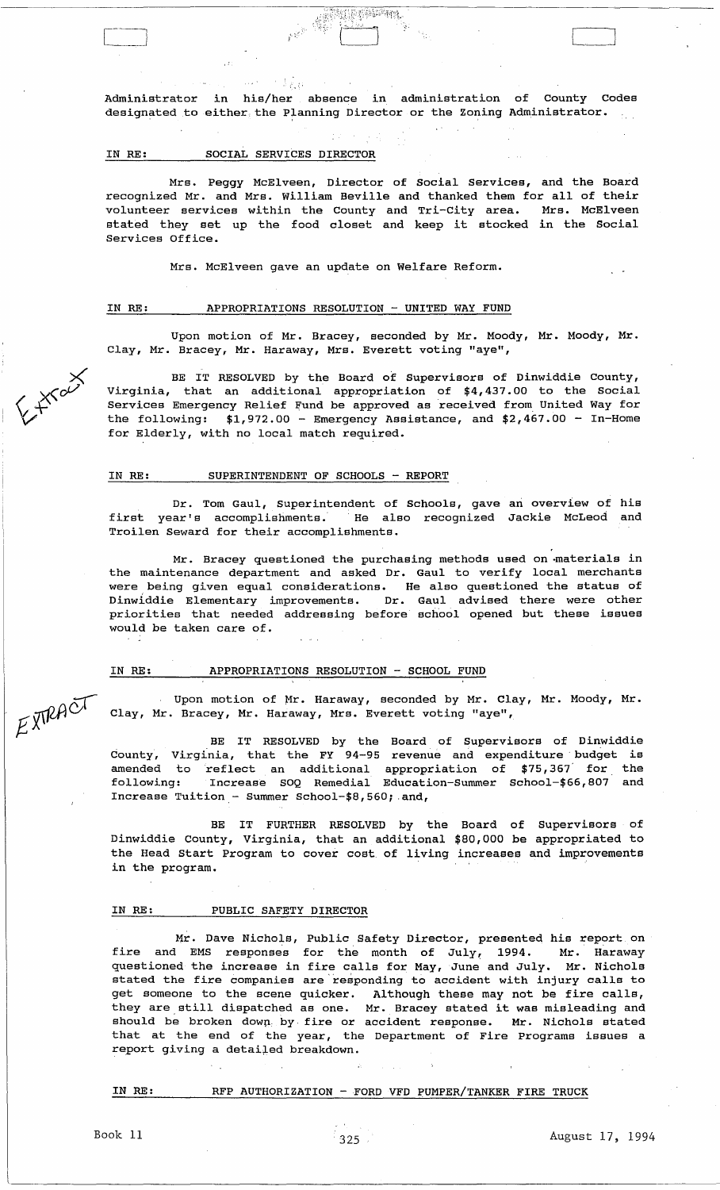Administrator in his/her absence in administration of County Codes designated to either the Planning Director or the Zoning Administrator.

IN RE: SOCIAL SERVICES DIRECTOR

Mrs. Peggy McElveen, Director of Social Services, and the Board recognized Mr. and Mrs. William Beville and thanked them for all of their volunteer services within the County and Tri-City area. Mrs. McElveen stated they set up the food closet and keep it stocked in the Social Services Office.

Mrs. McElveen gave an update on Welfare Reform.

IN RE: APPROPRIATIONS RESOLUTION - UNITED WAY FUND

Upon motion of Mr. Bracey, seconded by Mr. Moody, Mr. Moody, Mr. Clay, Mr. Bracey, Mr. Haraway, Mrs. Everett voting "aye",

BE IT RESOLVED by the Board of Supervisors of Dinwiddie County, Virginia, that an additional appropriation of $4,437.00 to the Social Services Emergency Relief Fund be approved as received from United Way for the following: $1,972.00 - Emergency Assistance, and $2,467.00 - In-Home for Elderly, with no local match required.

IN RE: SUPERINTENDENT OF SCHOOLS - REPORT

Dr. Tom Gaul, Superintendent of Schools, gave an overview of his first year's accomplishments. He also recognized Jackie McLeod and Troilen Seward for their accomplishments.

Mr. Bracey questioned the purchasing methods used on materials in the maintenance department and asked Dr. Gaul to verify local merchants were being given equal considerations. He also questioned the status of Dinwiddie Elementary improvements. Dr. Gaul advised there were other priorities that needed addressing before school opened but these issues would be taken care of.

IN RE: APPROPRIATIONS RESOLUTION - SCHOOL FUND

Upon motion of Mr. Haraway, seconded by Mr. Clay, Mr. Moody, Mr. Clay, Mr. Bracey, Mr. Haraway, Mrs. Everett voting "aye",

BE IT RESOLVED by the Board of Supervisors of Dinwiddie County, Virginia, that the FY 94-95 revenue and expenditure budget is amended to reflect an additional appropriation of $75,367 for the following: Increase SOQ Remedial Education-Summer School-$66,807 and Increase Tuition - Summer School-$8,560; and,

BE IT FURTHER RESOLVED by the Board of Supervisors of Dinwiddie County, Virginia, that an additional $80,000 be appropriated to the Head Start Program to cover cost of living increases and improvements in the program.

IN RE: PUBLIC SAFETY DIRECTOR

Mr. Dave Nichols, Public Safety Director, presented his report on fire and EMS responses for the month of July, 1994. Mr. Haraway questioned the increase in fire calls for May, June and July. Mr. Nichols stated the fire companies are responding to accident with injury calls to get someone to the scene quicker. Although these may not be fire calls, they are still dispatched as one. Mr. Bracey stated it was misleading and should be broken down by fire or accident response. Mr. Nichols stated that at the end of the year, the Department of Fire Programs issues a report giving a detailed breakdown.

IN RE: RFP AUTHORIZATION - FORD VFD PUMPER/TANKER FIRE TRUCK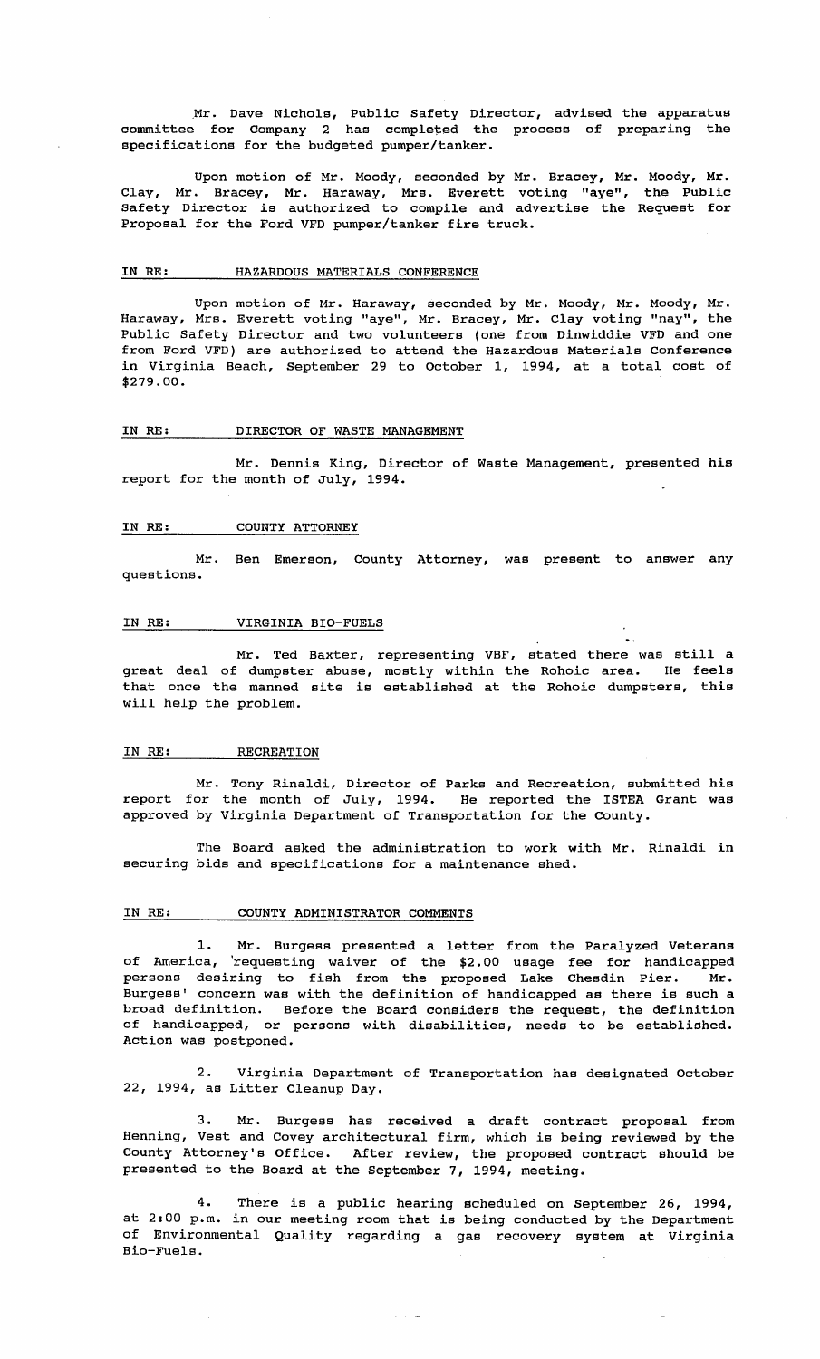Mr. Dave Nichols, Public Safety Director, advised the apparatus committee for Company 2 has completed the process of preparing the specifications for the budgeted pumper/tanker.

Upon motion of Mr. Moody, seconded by Mr. Bracey, Mr. Moody, Mr. Clay, Mr. Bracey, Mr. Haraway, Mrs. Everett voting "aye", the Public Safety Director is authorized to compile and advertise the Request for Proposal for the Ford VFD pumper/tanker fire truck.

IN RE: HAZARDOUS MATERIALS CONFERENCE

Upon motion of Mr. Haraway, seconded by Mr. Moody, Mr. Moody, Mr. Haraway, Mrs. Everett voting "aye", Mr. Bracey, Mr. Clay voting "nay", the Public Safety Director and two volunteers (one from Dinwiddie VFD and one from Ford VFD) are authorized to attend the Hazardous Materials Conference in Virginia Beach, September 29 to October 1, 1994, at a total cost of $279.00.

IN RE: DIRECTOR OF WASTE MANAGEMENT

Mr. Dennis King, Director of Waste Management, presented his report for the month of July, 1994.

IN RE: COUNTY ATTORNEY

Mr. Ben Emerson, County Attorney, was present to answer any questions.

IN RE: VIRGINIA BIO-FUELS

Mr. Ted Baxter, representing VBF, stated there was still a great deal of dumpster abuse, mostly within the Rohoic area. He feels that once the manned site is established at the Rohoic dumpsters, this will help the problem.

IN RE: RECREATION

Mr. Tony Rinaldi, Director of Parks and Recreation, submitted his report for the month of July, 1994. He reported the ISTEA Grant was approved by Virginia Department of Transportation for the County.

The Board asked the administration to work with Mr. Rinaldi in securing bids and specifications for a maintenance shed.

IN RE: COUNTY ADMINISTRATOR COMMENTS

1. Mr. Burgess presented a letter from the Paralyzed Veterans of America, requesting waiver of the $2.00 usage fee for handicapped persons desiring to fish from the proposed Lake Chesdin Pier. Mr. Burgess' concern was with the definition of handicapped as there is such a broad definition. Before the Board considers the request, the definition of handicapped, or persons with disabilities, needs to be established. Action was postponed.

2. Virginia Department of Transportation has designated October 22, 1994, as Litter Cleanup Day.

3. Mr. Burgess has received a draft contract proposal from Henning, Vest and Covey architectural firm, which is being reviewed by the County Attorney's Office. After review, the proposed contract should be presented to the Board at the September 7, 1994, meeting.

4. There is a public hearing scheduled on September 26, 1994, at 2:00 p.m. in our meeting room that is being conducted by the Department of Environmental Quality regarding a gas recovery system at Virginia Bio-Fuels.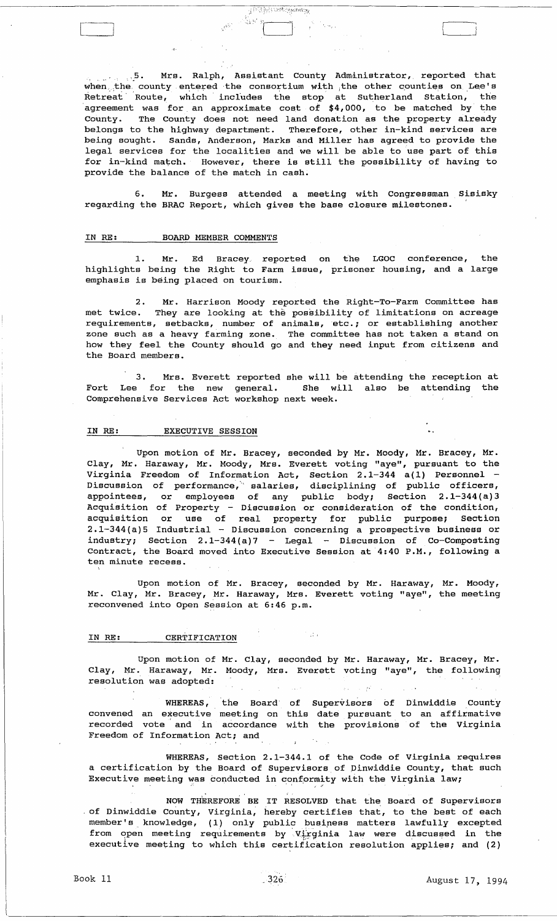5. Mrs. Ralph, Assistant County Administrator, reported that when the county entered the consortium with the other counties on Lee's Retreat Route, which includes the stop at Sutherland Station, the agreement was for an approximate cost of $4,000, to be matched by the County. The County does not need land donation as the property already belongs to the highway department. Therefore, other in-kind services are being sought. Sands, Anderson, Marks and Miller has agreed to provide the legal services for the localities and we will be able to use part of this for in-kind match. However, there is still the possibility of having to provide the balance of the match in cash.

6. Mr. Burgess attended a meeting with Congressman Sisisky regarding the BRAC Report, which gives the base closure milestones.

IN RE: BOARD MEMBER COMMENTS

1. Mr. Ed Bracey reported on the LGOC conference, the highlights being the Right to Farm issue, prisoner housing, and a large emphasis is being placed on tourism.

2. Mr. Harrison Moody reported the Right-To-Farm Committee has met twice. They are looking at the possibility of limitations on acreage requirements, setbacks, number of animals, etc.; or establishing another zone such as a heavy farming zone. The committee has not taken a stand on how they feel the County should go and they need input from citizens and the Board members.

3. Mrs. Everett reported she will be attending the reception at Fort Lee for the new general. She will also be attending the Comprehensive Services Act workshop next week.

IN RE: EXECUTIVE SESSION

Upon motion of Mr. Bracey, seconded by Mr. Moody, Mr. Bracey, Mr. Clay, Mr. Haraway, Mr. Moody, Mrs. Everett voting "aye", pursuant to the Virginia Freedom of Information Act, Section 2.1-344 a(1) Personnel - Discussion of performance, salaries, disciplining of public officers, appointees, or employees of any public body; Section 2.1-344(a)3 Acquisition of Property - Discussion or consideration of the condition, acquisition or use of real property for public purpose; Section 2.1-344(a)5 Industrial - Discussion concerning a prospective business or industry; Section 2.1-344(a)7 - Legal - Discussion of Co-Composting Contract, the Board moved into Executive Session at 4:40 P.M., following a ten minute recess.

Upon motion of Mr. Bracey, seconded by Mr. Haraway, Mr. Moody, Mr. Clay, Mr. Bracey, Mr. Haraway, Mrs. Everett voting "aye", the meeting reconvened into Open Session at 6:46 p.m.

IN RE: CERTIFICATION

Upon motion of Mr. Clay, seconded by Mr. Haraway, Mr. Bracey, Mr. Clay, Mr. Haraway, Mr. Moody, Mrs. Everett voting "aye", the following resolution was adopted:

WHEREAS, the Board of Supervisors of Dinwiddie County convened an executive meeting on this date pursuant to an affirmative recorded vote and in accordance with the provisions of the Virginia Freedom of Information Act; and

WHEREAS, Section 2.1-344.1 of the Code of Virginia requires a certification by the Board of Supervisors of Dinwiddie County, that such Executive meeting was conducted in conformity with the Virginia law;

NOW THEREFORE BE IT RESOLVED that the Board of Supervisors of Dinwiddie County, Virginia, hereby certifies that, to the best of each member's knowledge, (1) only public business matters lawfully excepted from open meeting requirements by Virginia law were discussed in the executive meeting to which this certification resolution applies; and (2)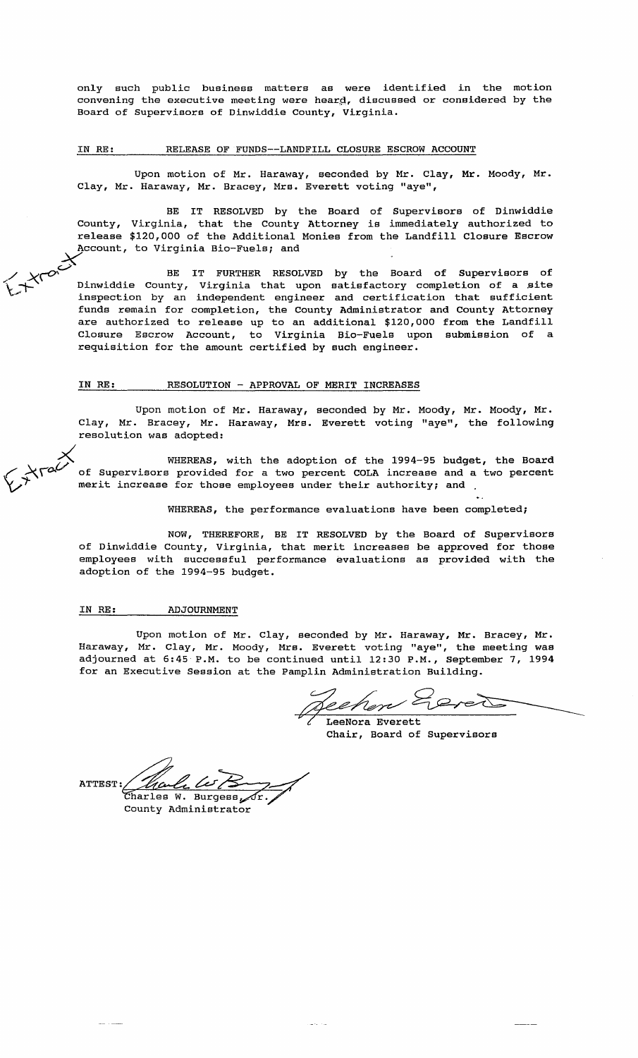only such public business matters as were identified in the motion convening the executive meeting were heard, discussed or considered by the Board of Supervisors of Dinwiddie County, Virginia.

IN RE: RELEASE OF FUNDS--LANDFILL CLOSURE ESCROW ACCOUNT

Upon motion of Mr. Haraway, seconded by Mr. Clay, Mr. Moody, Mr. Clay, Mr. Haraway, Mr. Bracey, Mrs. Everett voting "aye",

BE IT RESOLVED by the Board of Supervisors of Dinwiddie County, Virginia, that the County Attorney is immediately authorized to release $120,000 of the Additional Monies from the Landfill Closure Escrow Account, to Virginia Bio-Fuels; and

Extract

BE IT FURTHER RESOLVED by the Board of Supervisors of Dinwiddie County, Virginia that upon satisfactory completion of a site inspection by an independent engineer and certification that sufficient funds remain for completion, the County Administrator and County Attorney are authorized to release up to an additional $120,000 from the Landfill Closure Escrow Account, to Virginia Bio-Fuels upon submission of a requisition for the amount certified by such engineer.

IN RE: RESOLUTION - APPROVAL OF MERIT INCREASES

Upon motion of Mr. Haraway, seconded by Mr. Moody, Mr. Moody, Mr. Clay, Mr. Bracey, Mr. Haraway, Mrs. Everett voting "aye", the following resolution was adopted:

Extract

WHEREAS, with the adoption of the 1994-95 budget, the Board of Supervisors provided for a two percent COLA increase and a two percent merit increase for those employees under their authority; and

WHEREAS, the performance evaluations have been completed;

NOW, THEREFORE, BE IT RESOLVED by the Board of Supervisors of Dinwiddie County, Virginia, that merit increases be approved for those employees with successful performance evaluations as provided with the adoption of the 1994-95 budget.

IN RE: ADJOURNMENT

Upon motion of Mr. Clay, seconded by Mr. Haraway, Mr. Bracey, Mr. Haraway, Mr. Clay, Mr. Moody, Mrs. Everett voting "aye", the meeting was adjourned at 6:45 P.M. to be continued until 12:30 P.M., September 7, 1994 for an Executive Session at the Pamplin Administration Building.

LeeNora Everett
Chair, Board of Supervisors

ATTEST: Charles W. Burgess, Jr.
County Administrator